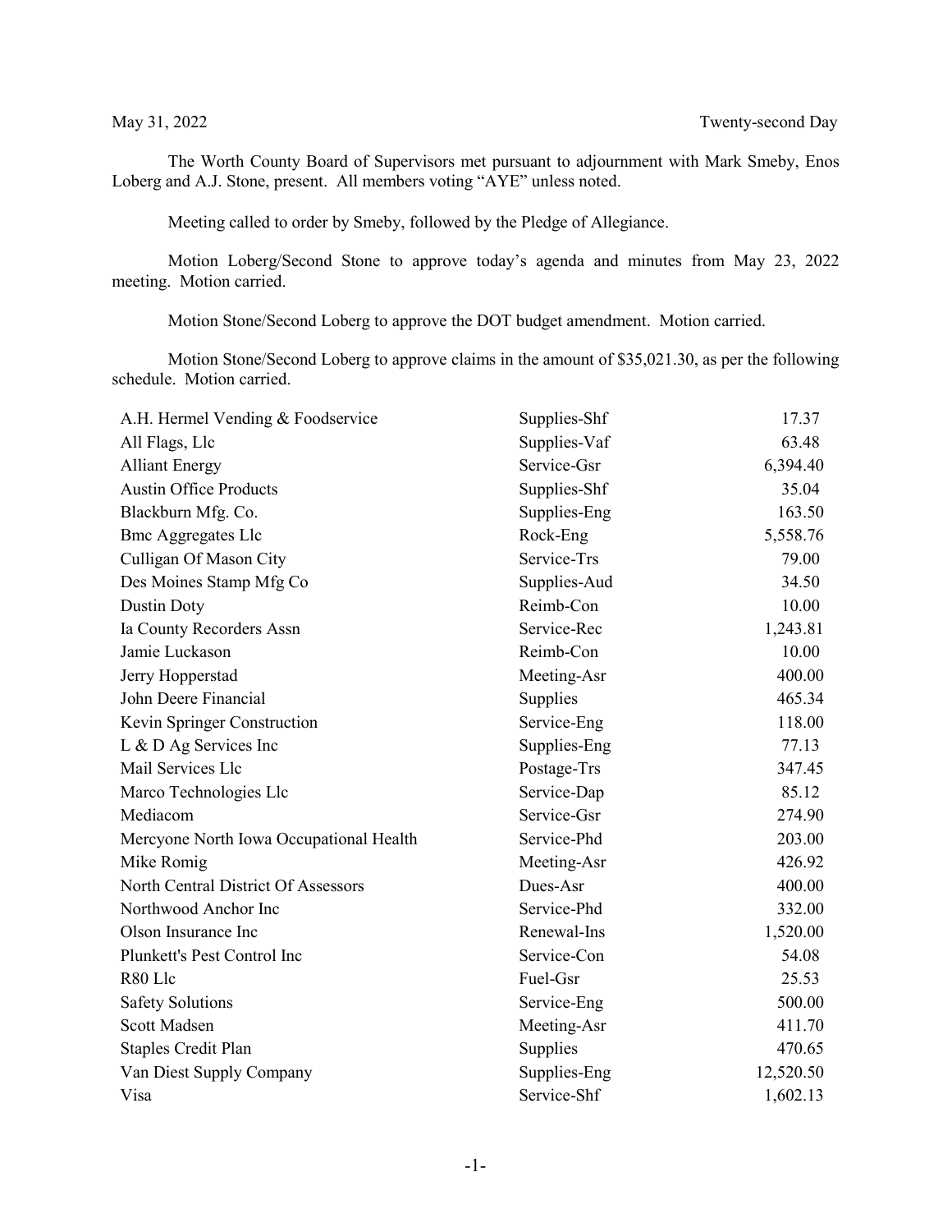May 31, 2022 Twenty-second Day

The Worth County Board of Supervisors met pursuant to adjournment with Mark Smeby, Enos Loberg and A.J. Stone, present. All members voting "AYE" unless noted.

Meeting called to order by Smeby, followed by the Pledge of Allegiance.

Motion Loberg/Second Stone to approve today's agenda and minutes from May 23, 2022 meeting. Motion carried.

Motion Stone/Second Loberg to approve the DOT budget amendment. Motion carried.

Motion Stone/Second Loberg to approve claims in the amount of $35,021.30, as per the following schedule. Motion carried.

| | | |
|---|---|---|
| A.H. Hermel Vending & Foodservice | Supplies-Shf | 17.37 |
| All Flags, Llc | Supplies-Vaf | 63.48 |
| Alliant Energy | Service-Gsr | 6,394.40 |
| Austin Office Products | Supplies-Shf | 35.04 |
| Blackburn Mfg. Co. | Supplies-Eng | 163.50 |
| Bmc Aggregates Llc | Rock-Eng | 5,558.76 |
| Culligan Of Mason City | Service-Trs | 79.00 |
| Des Moines Stamp Mfg Co | Supplies-Aud | 34.50 |
| Dustin Doty | Reimb-Con | 10.00 |
| Ia County Recorders Assn | Service-Rec | 1,243.81 |
| Jamie Luckason | Reimb-Con | 10.00 |
| Jerry Hopperstad | Meeting-Asr | 400.00 |
| John Deere Financial | Supplies | 465.34 |
| Kevin Springer Construction | Service-Eng | 118.00 |
| L & D Ag Services Inc | Supplies-Eng | 77.13 |
| Mail Services Llc | Postage-Trs | 347.45 |
| Marco Technologies Llc | Service-Dap | 85.12 |
| Mediacom | Service-Gsr | 274.90 |
| Mercyone North Iowa Occupational Health | Service-Phd | 203.00 |
| Mike Romig | Meeting-Asr | 426.92 |
| North Central District Of Assessors | Dues-Asr | 400.00 |
| Northwood Anchor Inc | Service-Phd | 332.00 |
| Olson Insurance Inc | Renewal-Ins | 1,520.00 |
| Plunkett's Pest Control Inc | Service-Con | 54.08 |
| R80 Llc | Fuel-Gsr | 25.53 |
| Safety Solutions | Service-Eng | 500.00 |
| Scott Madsen | Meeting-Asr | 411.70 |
| Staples Credit Plan | Supplies | 470.65 |
| Van Diest Supply Company | Supplies-Eng | 12,520.50 |
| Visa | Service-Shf | 1,602.13 |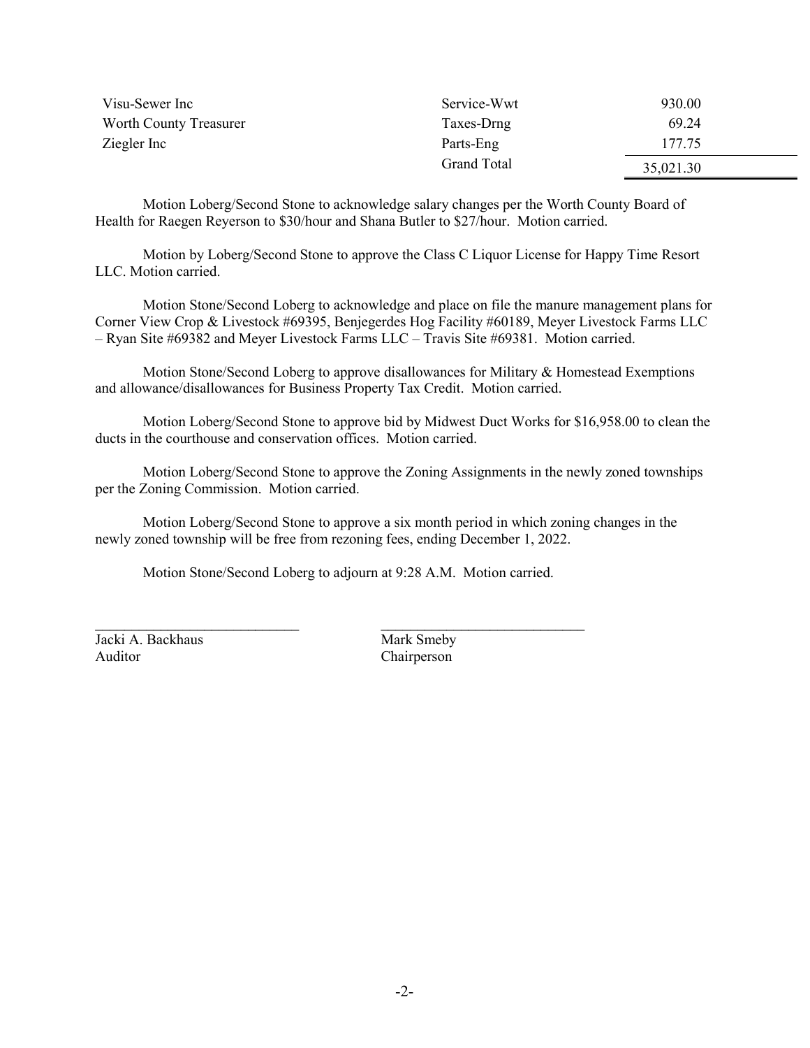| | | |
|---|---|---|
| Visu-Sewer Inc | Service-Wwt | 930.00 |
| Worth County Treasurer | Taxes-Drng | 69.24 |
| Ziegler Inc | Parts-Eng | 177.75 |
| | Grand Total | 35,021.30 |

Motion Loberg/Second Stone to acknowledge salary changes per the Worth County Board of Health for Raegen Reyerson to $30/hour and Shana Butler to $27/hour. Motion carried.

Motion by Loberg/Second Stone to approve the Class C Liquor License for Happy Time Resort LLC. Motion carried.

Motion Stone/Second Loberg to acknowledge and place on file the manure management plans for Corner View Crop & Livestock #69395, Benjegerdes Hog Facility #60189, Meyer Livestock Farms LLC – Ryan Site #69382 and Meyer Livestock Farms LLC – Travis Site #69381. Motion carried.

Motion Stone/Second Loberg to approve disallowances for Military & Homestead Exemptions and allowance/disallowances for Business Property Tax Credit. Motion carried.

Motion Loberg/Second Stone to approve bid by Midwest Duct Works for $16,958.00 to clean the ducts in the courthouse and conservation offices. Motion carried.

Motion Loberg/Second Stone to approve the Zoning Assignments in the newly zoned townships per the Zoning Commission. Motion carried.

Motion Loberg/Second Stone to approve a six month period in which zoning changes in the newly zoned township will be free from rezoning fees, ending December 1, 2022.

Motion Stone/Second Loberg to adjourn at 9:28 A.M. Motion carried.

\_\_\_\_\_\_\_\_\_\_\_\_\_\_\_\_\_\_\_\_\_\_\_\_\_\_\_\_
Jacki A. Backhaus
Auditor

\_\_\_\_\_\_\_\_\_\_\_\_\_\_\_\_\_\_\_\_\_\_\_\_\_\_\_\_
Mark Smeby
Chairperson